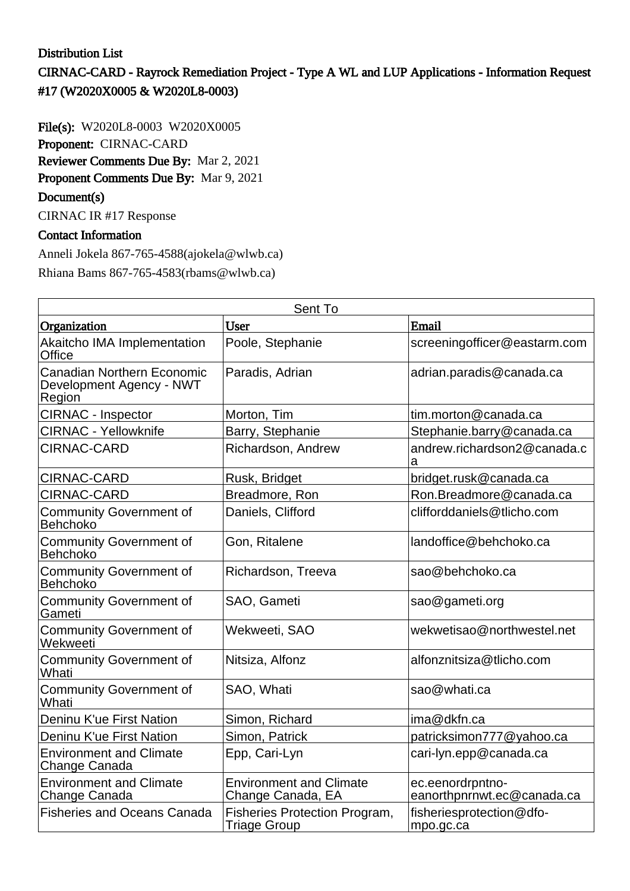# Distribution List

## CIRNAC-CARD - Rayrock Remediation Project - Type A WL and LUP Applications - Information Request #17 (W2020X0005 & W2020L8-0003)

**File(s):** W2020L8-0003 W2020X0005

**Proponent:** CIRNAC-CARD

**Reviewer Comments Due By:** Mar 2, 2021

**Proponent Comments Due By:** Mar 9, 2021

### Document(s)

CIRNAC IR #17 Response

### Contact Information

Anneli Jokela 867-765-4588(ajokela@wlwb.ca)

Rhiana Bams 867-765-4583(rbams@wlwb.ca)

| Sent To | | |
|---|---|---|
| **Organization** | **User** | **Email** |
| Akaitcho IMA Implementation Office | Poole, Stephanie | screeningofficer@eastarm.com |
| Canadian Northern Economic Development Agency - NWT Region | Paradis, Adrian | adrian.paradis@canada.ca |
| CIRNAC - Inspector | Morton, Tim | tim.morton@canada.ca |
| CIRNAC - Yellowknife | Barry, Stephanie | Stephanie.barry@canada.ca |
| CIRNAC-CARD | Richardson, Andrew | andrew.richardson2@canada.ca |
| CIRNAC-CARD | Rusk, Bridget | bridget.rusk@canada.ca |
| CIRNAC-CARD | Breadmore, Ron | Ron.Breadmore@canada.ca |
| Community Government of Behchoko | Daniels, Clifford | clifforddaniels@tlicho.com |
| Community Government of Behchoko | Gon, Ritalene | landoffice@behchoko.ca |
| Community Government of Behchoko | Richardson, Treeva | sao@behchoko.ca |
| Community Government of Gameti | SAO, Gameti | sao@gameti.org |
| Community Government of Wekweeti | Wekweeti, SAO | wekwetisao@northwestel.net |
| Community Government of Whati | Nitsiza, Alfonz | alfonznitsiza@tlicho.com |
| Community Government of Whati | SAO, Whati | sao@whati.ca |
| Deninu K'ue First Nation | Simon, Richard | ima@dkfn.ca |
| Deninu K'ue First Nation | Simon, Patrick | patricksimon777@yahoo.ca |
| Environment and Climate Change Canada | Epp, Cari-Lyn | cari-lyn.epp@canada.ca |
| Environment and Climate Change Canada | Environment and Climate Change Canada, EA | ec.eenordrpntno-eanorthpnrnwt.ec@canada.ca |
| Fisheries and Oceans Canada | Fisheries Protection Program, Triage Group | fisheriesprotection@dfo-mpo.gc.ca |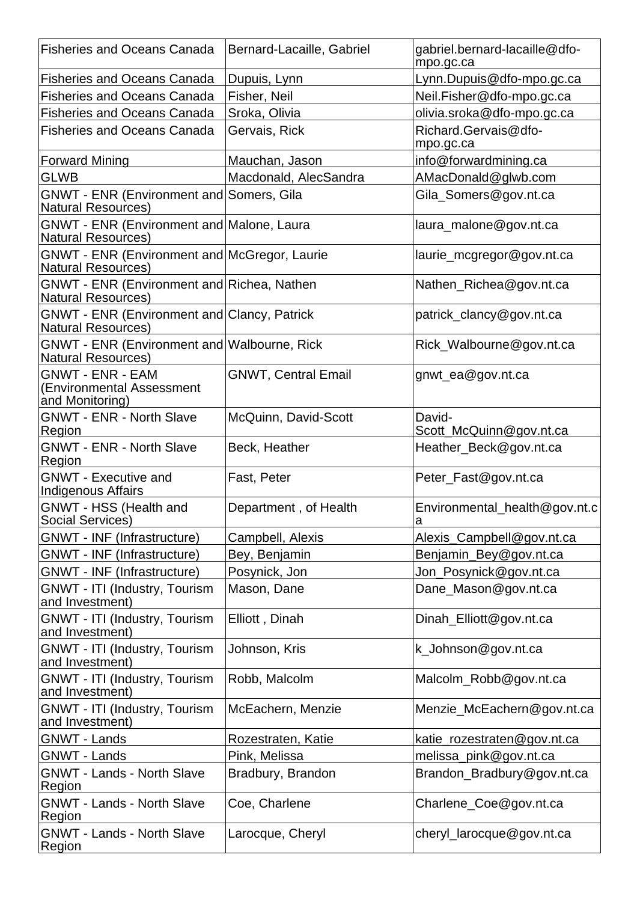| Fisheries and Oceans Canada | Bernard-Lacaille, Gabriel | gabriel.bernard-lacaille@dfo-mpo.gc.ca |
|---|---|---|
| Fisheries and Oceans Canada | Dupuis, Lynn | Lynn.Dupuis@dfo-mpo.gc.ca |
| Fisheries and Oceans Canada | Fisher, Neil | Neil.Fisher@dfo-mpo.gc.ca |
| Fisheries and Oceans Canada | Sroka, Olivia | olivia.sroka@dfo-mpo.gc.ca |
| Fisheries and Oceans Canada | Gervais, Rick | Richard.Gervais@dfo-mpo.gc.ca |
| Forward Mining | Mauchan, Jason | info@forwardmining.ca |
| GLWB | Macdonald, AlecSandra | AMacDonald@glwb.com |
| GNWT - ENR (Environment and Natural Resources) | Somers, Gila | Gila_Somers@gov.nt.ca |
| GNWT - ENR (Environment and Natural Resources) | Malone, Laura | laura_malone@gov.nt.ca |
| GNWT - ENR (Environment and Natural Resources) | McGregor, Laurie | laurie_mcgregor@gov.nt.ca |
| GNWT - ENR (Environment and Natural Resources) | Richea, Nathen | Nathen_Richea@gov.nt.ca |
| GNWT - ENR (Environment and Natural Resources) | Clancy, Patrick | patrick_clancy@gov.nt.ca |
| GNWT - ENR (Environment and Natural Resources) | Walbourne, Rick | Rick_Walbourne@gov.nt.ca |
| GNWT - ENR - EAM (Environmental Assessment and Monitoring) | GNWT, Central Email | gnwt_ea@gov.nt.ca |
| GNWT - ENR - North Slave Region | McQuinn, David-Scott | David-Scott_McQuinn@gov.nt.ca |
| GNWT - ENR - North Slave Region | Beck, Heather | Heather_Beck@gov.nt.ca |
| GNWT - Executive and Indigenous Affairs | Fast, Peter | Peter_Fast@gov.nt.ca |
| GNWT - HSS (Health and Social Services) | Department , of Health | Environmental_health@gov.nt.ca |
| GNWT - INF (Infrastructure) | Campbell, Alexis | Alexis_Campbell@gov.nt.ca |
| GNWT - INF (Infrastructure) | Bey, Benjamin | Benjamin_Bey@gov.nt.ca |
| GNWT - INF (Infrastructure) | Posynick, Jon | Jon_Posynick@gov.nt.ca |
| GNWT - ITI (Industry, Tourism and Investment) | Mason, Dane | Dane_Mason@gov.nt.ca |
| GNWT - ITI (Industry, Tourism and Investment) | Elliott , Dinah | Dinah_Elliott@gov.nt.ca |
| GNWT - ITI (Industry, Tourism and Investment) | Johnson, Kris | k_Johnson@gov.nt.ca |
| GNWT - ITI (Industry, Tourism and Investment) | Robb, Malcolm | Malcolm_Robb@gov.nt.ca |
| GNWT - ITI (Industry, Tourism and Investment) | McEachern, Menzie | Menzie_McEachern@gov.nt.ca |
| GNWT - Lands | Rozestraten, Katie | katie_rozestraten@gov.nt.ca |
| GNWT - Lands | Pink, Melissa | melissa_pink@gov.nt.ca |
| GNWT - Lands - North Slave Region | Bradbury, Brandon | Brandon_Bradbury@gov.nt.ca |
| GNWT - Lands - North Slave Region | Coe, Charlene | Charlene_Coe@gov.nt.ca |
| GNWT - Lands - North Slave Region | Larocque, Cheryl | cheryl_larocque@gov.nt.ca |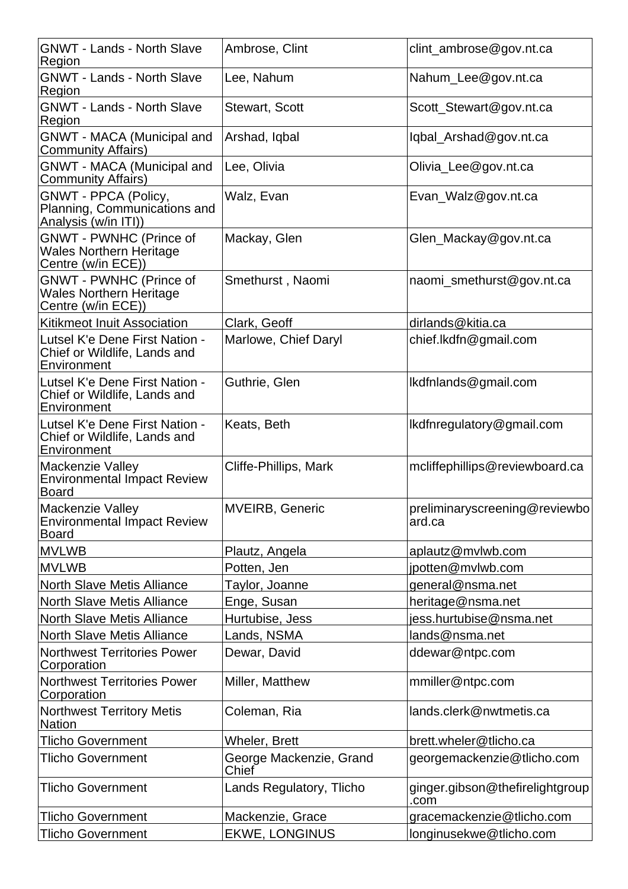| | | |
|---|---|---|
| GNWT - Lands - North Slave Region | Ambrose, Clint | clint_ambrose@gov.nt.ca |
| GNWT - Lands - North Slave Region | Lee, Nahum | Nahum_Lee@gov.nt.ca |
| GNWT - Lands - North Slave Region | Stewart, Scott | Scott_Stewart@gov.nt.ca |
| GNWT - MACA (Municipal and Community Affairs) | Arshad, Iqbal | Iqbal_Arshad@gov.nt.ca |
| GNWT - MACA (Municipal and Community Affairs) | Lee, Olivia | Olivia_Lee@gov.nt.ca |
| GNWT - PPCA (Policy, Planning, Communications and Analysis (w/in ITI)) | Walz, Evan | Evan_Walz@gov.nt.ca |
| GNWT - PWNHC (Prince of Wales Northern Heritage Centre (w/in ECE)) | Mackay, Glen | Glen_Mackay@gov.nt.ca |
| GNWT - PWNHC (Prince of Wales Northern Heritage Centre (w/in ECE)) | Smethurst , Naomi | naomi_smethurst@gov.nt.ca |
| Kitikmeot Inuit Association | Clark, Geoff | dirlands@kitia.ca |
| Lutsel K'e Dene First Nation - Chief or Wildlife, Lands and Environment | Marlowe, Chief Daryl | chief.lkdfn@gmail.com |
| Lutsel K'e Dene First Nation - Chief or Wildlife, Lands and Environment | Guthrie, Glen | lkdfnlands@gmail.com |
| Lutsel K'e Dene First Nation - Chief or Wildlife, Lands and Environment | Keats, Beth | lkdfnregulatory@gmail.com |
| Mackenzie Valley Environmental Impact Review Board | Cliffe-Phillips, Mark | mcliffephillips@reviewboard.ca |
| Mackenzie Valley Environmental Impact Review Board | MVEIRB, Generic | preliminaryscreening@reviewboard.ca |
| MVLWB | Plautz, Angela | aplautz@mvlwb.com |
| MVLWB | Potten, Jen | jpotten@mvlwb.com |
| North Slave Metis Alliance | Taylor, Joanne | general@nsma.net |
| North Slave Metis Alliance | Enge, Susan | heritage@nsma.net |
| North Slave Metis Alliance | Hurtubise, Jess | jess.hurtubise@nsma.net |
| North Slave Metis Alliance | Lands, NSMA | lands@nsma.net |
| Northwest Territories Power Corporation | Dewar, David | ddewar@ntpc.com |
| Northwest Territories Power Corporation | Miller, Matthew | mmiller@ntpc.com |
| Northwest Territory Metis Nation | Coleman, Ria | lands.clerk@nwtmetis.ca |
| Tlicho Government | Wheler, Brett | brett.wheler@tlicho.ca |
| Tlicho Government | George Mackenzie, Grand Chief | georgemackenzie@tlicho.com |
| Tlicho Government | Lands Regulatory, Tlicho | ginger.gibson@thefirelightgroup.com |
| Tlicho Government | Mackenzie, Grace | gracemackenzie@tlicho.com |
| Tlicho Government | EKWE, LONGINUS | longinusekwe@tlicho.com |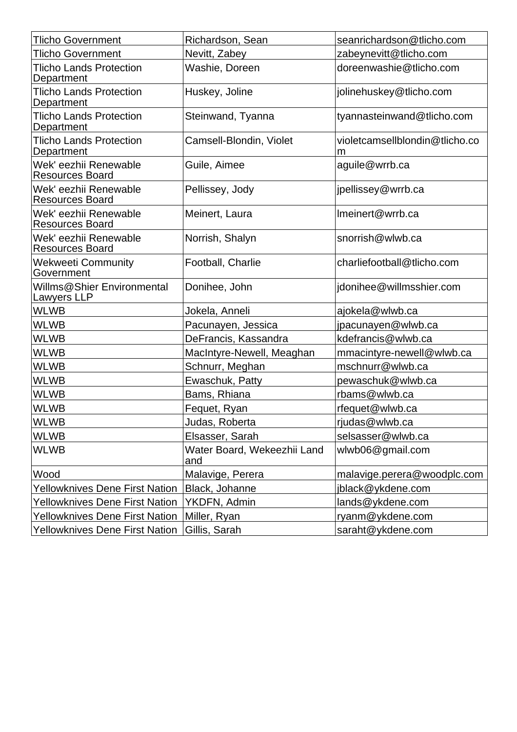| Tlicho Government | Richardson, Sean | seanrichardson@tlicho.com |
|---|---|---|
| Tlicho Government | Nevitt, Zabey | zabeynevitt@tlicho.com |
| Tlicho Lands Protection Department | Washie, Doreen | doreenwashie@tlicho.com |
| Tlicho Lands Protection Department | Huskey, Joline | jolinehuskey@tlicho.com |
| Tlicho Lands Protection Department | Steinwand, Tyanna | tyannasteinwand@tlicho.com |
| Tlicho Lands Protection Department | Camsell-Blondin, Violet | violetcamsellblondin@tlicho.com |
| Wek' eezhii Renewable Resources Board | Guile, Aimee | aguile@wrrb.ca |
| Wek' eezhii Renewable Resources Board | Pellissey, Jody | jpellissey@wrrb.ca |
| Wek' eezhii Renewable Resources Board | Meinert, Laura | lmeinert@wrrb.ca |
| Wek' eezhii Renewable Resources Board | Norrish, Shalyn | snorrish@wlwb.ca |
| Wekweeti Community Government | Football, Charlie | charliefootball@tlicho.com |
| Willms@Shier Environmental Lawyers LLP | Donihee, John | jdonihee@willmsshier.com |
| WLWB | Jokela, Anneli | ajokela@wlwb.ca |
| WLWB | Pacunayen, Jessica | jpacunayen@wlwb.ca |
| WLWB | DeFrancis, Kassandra | kdefrancis@wlwb.ca |
| WLWB | MacIntyre-Newell, Meaghan | mmacintyre-newell@wlwb.ca |
| WLWB | Schnurr, Meghan | mschnurr@wlwb.ca |
| WLWB | Ewaschuk, Patty | pewaschuk@wlwb.ca |
| WLWB | Bams, Rhiana | rbams@wlwb.ca |
| WLWB | Fequet, Ryan | rfequet@wlwb.ca |
| WLWB | Judas, Roberta | rjudas@wlwb.ca |
| WLWB | Elsasser, Sarah | selsasser@wlwb.ca |
| WLWB | Water Board, Wekeezhii Land and | wlwb06@gmail.com |
| Wood | Malavige, Perera | malavige.perera@woodplc.com |
| Yellowknives Dene First Nation | Black, Johanne | jblack@ykdene.com |
| Yellowknives Dene First Nation | YKDFN, Admin | lands@ykdene.com |
| Yellowknives Dene First Nation | Miller, Ryan | ryanm@ykdene.com |
| Yellowknives Dene First Nation | Gillis, Sarah | saraht@ykdene.com |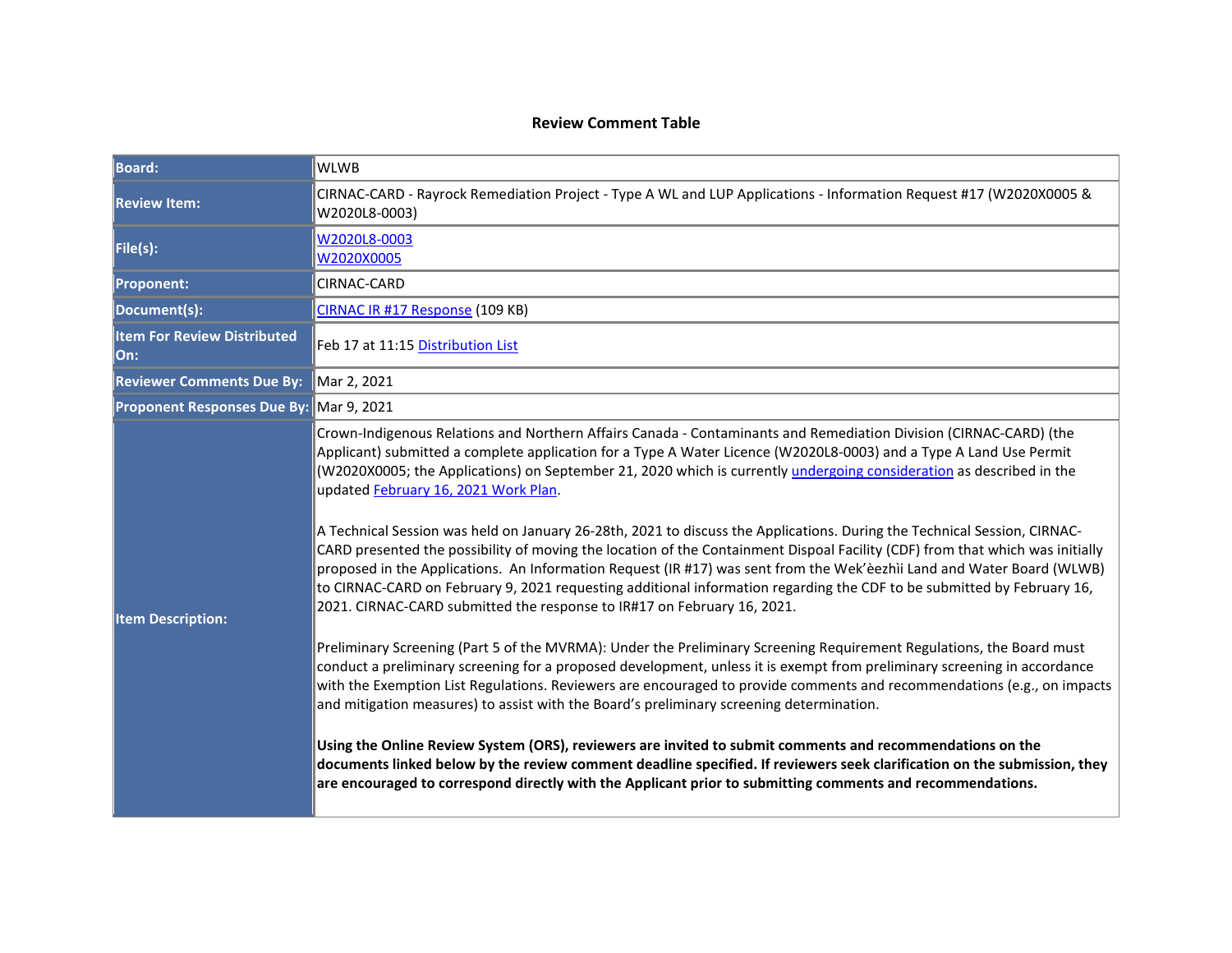**Review Comment Table**

| Board: | WLWB |
|---|---|
| Review Item: | CIRNAC-CARD - Rayrock Remediation Project - Type A WL and LUP Applications - Information Request #17 (W2020X0005 & W2020L8-0003) |
| File(s): | W2020L8-0003<br>W2020X0005 |
| Proponent: | CIRNAC-CARD |
| Document(s): | CIRNAC IR #17 Response (109 KB) |
| Item For Review Distributed On: | Feb 17 at 11:15 Distribution List |
| Reviewer Comments Due By: | Mar 2, 2021 |
| Proponent Responses Due By: | Mar 9, 2021 |
| Item Description: | Crown-Indigenous Relations and Northern Affairs Canada - Contaminants and Remediation Division (CIRNAC-CARD) (the Applicant) submitted a complete application for a Type A Water Licence (W2020L8-0003) and a Type A Land Use Permit (W2020X0005; the Applications) on September 21, 2020 which is currently undergoing consideration as described in the updated February 16, 2021 Work Plan.<br><br>A Technical Session was held on January 26-28th, 2021 to discuss the Applications. During the Technical Session, CIRNAC-CARD presented the possibility of moving the location of the Containment Dispoal Facility (CDF) from that which was initially proposed in the Applications. An Information Request (IR #17) was sent from the Wek'èezhìi Land and Water Board (WLWB) to CIRNAC-CARD on February 9, 2021 requesting additional information regarding the CDF to be submitted by February 16, 2021. CIRNAC-CARD submitted the response to IR#17 on February 16, 2021.<br><br>Preliminary Screening (Part 5 of the MVRMA): Under the Preliminary Screening Requirement Regulations, the Board must conduct a preliminary screening for a proposed development, unless it is exempt from preliminary screening in accordance with the Exemption List Regulations. Reviewers are encouraged to provide comments and recommendations (e.g., on impacts and mitigation measures) to assist with the Board's preliminary screening determination.<br><br>**Using the Online Review System (ORS), reviewers are invited to submit comments and recommendations on the documents linked below by the review comment deadline specified. If reviewers seek clarification on the submission, they are encouraged to correspond directly with the Applicant prior to submitting comments and recommendations.** |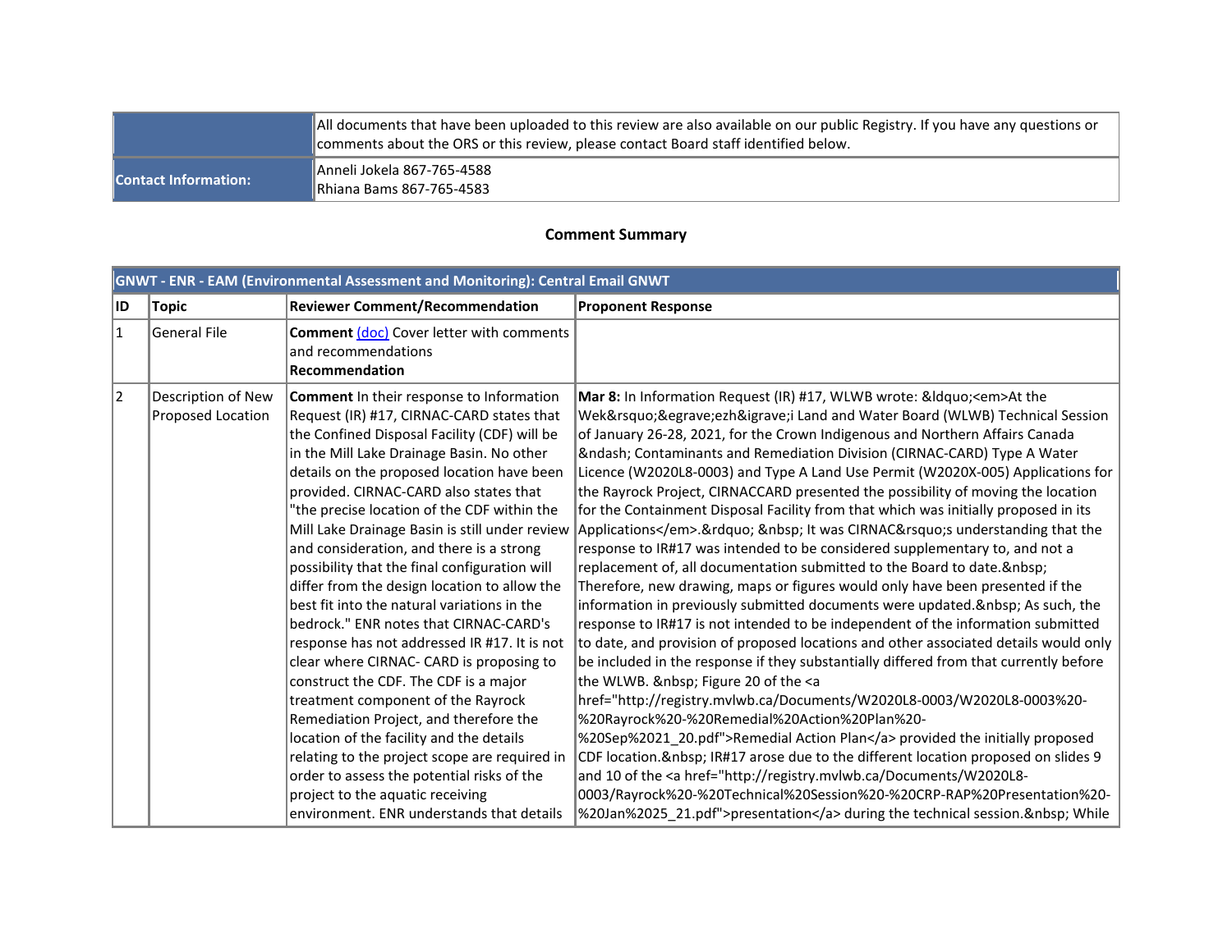| | |
|---|---|
| | All documents that have been uploaded to this review are also available on our public Registry. If you have any questions or comments about the ORS or this review, please contact Board staff identified below. |
| **Contact Information:** | Anneli Jokela 867-765-4588<br>Rhiana Bams 867-765-4583 |

## Comment Summary

| **GNWT - ENR - EAM (Environmental Assessment and Monitoring): Central Email GNWT** | | | |
|---|---|---|---|
| **ID** | **Topic** | **Reviewer Comment/Recommendation** | **Proponent Response** |
| 1 | General File | **Comment** (doc) Cover letter with comments and recommendations<br>**Recommendation** | |
| 2 | Description of New Proposed Location | **Comment** In their response to Information Request (IR) #17, CIRNAC-CARD states that the Confined Disposal Facility (CDF) will be in the Mill Lake Drainage Basin. No other details on the proposed location have been provided. CIRNAC-CARD also states that "the precise location of the CDF within the Mill Lake Drainage Basin is still under review and consideration, and there is a strong possibility that the final configuration will differ from the design location to allow the best fit into the natural variations in the bedrock." ENR notes that CIRNAC-CARD's response has not addressed IR #17. It is not clear where CIRNAC- CARD is proposing to construct the CDF. The CDF is a major treatment component of the Rayrock Remediation Project, and therefore the location of the facility and the details relating to the project scope are required in order to assess the potential risks of the project to the aquatic receiving environment. ENR understands that details | **Mar 8:** In Information Request (IR) #17, WLWB wrote: &ldquo;<em>At the Wek&rsquo;&egrave;ezh&igrave;i Land and Water Board (WLWB) Technical Session of January 26-28, 2021, for the Crown Indigenous and Northern Affairs Canada &ndash; Contaminants and Remediation Division (CIRNAC-CARD) Type A Water Licence (W2020L8-0003) and Type A Land Use Permit (W2020X-005) Applications for the Rayrock Project, CIRNACCARD presented the possibility of moving the location for the Containment Disposal Facility from that which was initially proposed in its Applications</em>.&rdquo; &nbsp; It was CIRNAC&rsquo;s understanding that the response to IR#17 was intended to be considered supplementary to, and not a replacement of, all documentation submitted to the Board to date.&nbsp; Therefore, new drawing, maps or figures would only have been presented if the information in previously submitted documents were updated.&nbsp; As such, the response to IR#17 is not intended to be independent of the information submitted to date, and provision of proposed locations and other associated details would only be included in the response if they substantially differed from that currently before the WLWB. &nbsp; Figure 20 of the <a href="http://registry.mvlwb.ca/Documents/W2020L8-0003/W2020L8-0003%20-%20Rayrock%20-%20Remedial%20Action%20Plan%20-%20Sep%2021_20.pdf">Remedial Action Plan</a> provided the initially proposed CDF location.&nbsp; IR#17 arose due to the different location proposed on slides 9 and 10 of the <a href="http://registry.mvlwb.ca/Documents/W2020L8-0003/Rayrock%20-%20Technical%20Session%20-%20CRP-RAP%20Presentation%20-%20Jan%2025_21.pdf">presentation</a> during the technical session.&nbsp; While |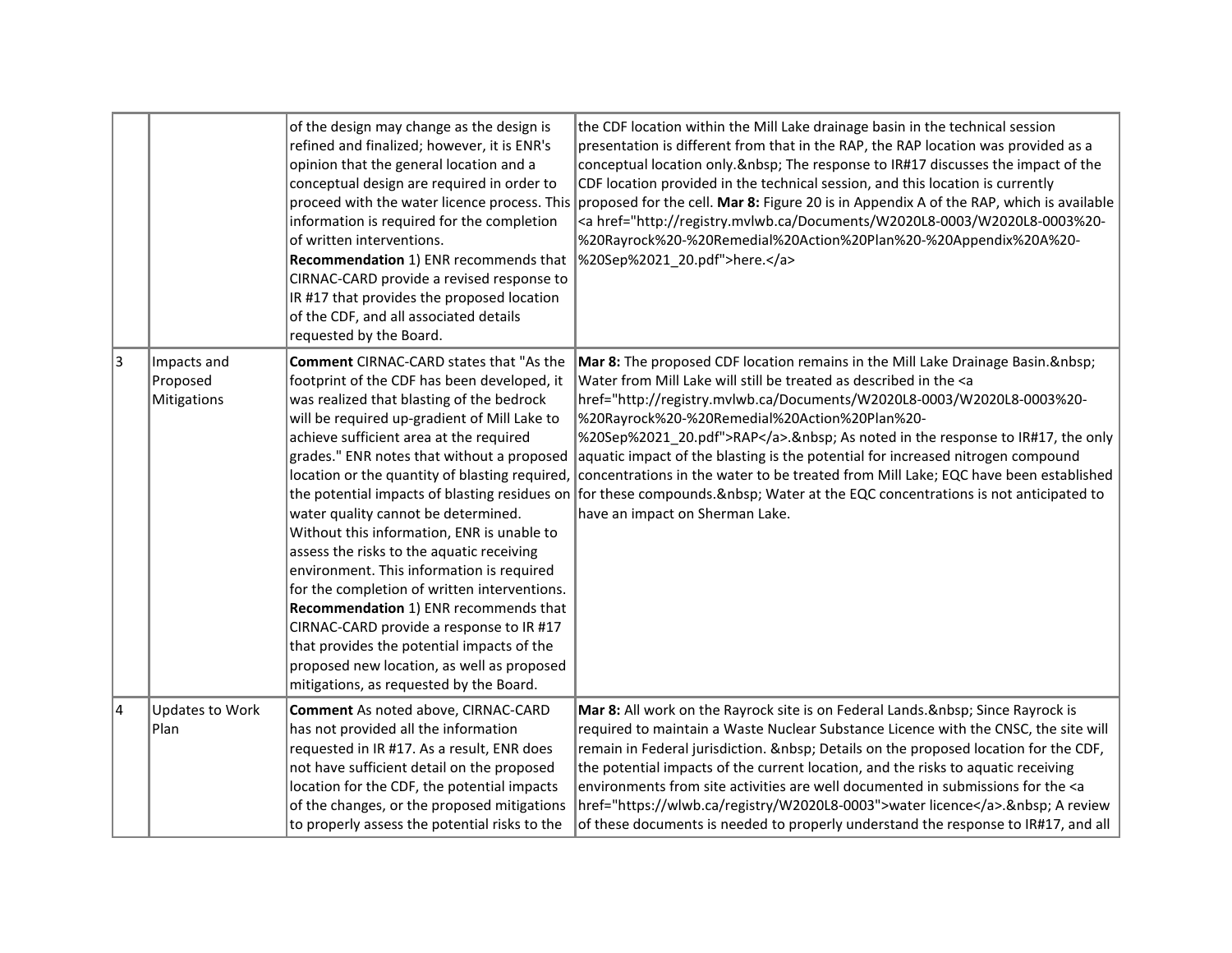| | | | |
|---|---|---|---|
| | | of the design may change as the design is refined and finalized; however, it is ENR's opinion that the general location and a conceptual design are required in order to proceed with the water licence process. This information is required for the completion of written interventions. **Recommendation** 1) ENR recommends that CIRNAC-CARD provide a revised response to IR #17 that provides the proposed location of the CDF, and all associated details requested by the Board. | the CDF location within the Mill Lake drainage basin in the technical session presentation is different from that in the RAP, the RAP location was provided as a conceptual location only.&nbsp; The response to IR#17 discusses the impact of the CDF location provided in the technical session, and this location is currently proposed for the cell. **Mar 8:** Figure 20 is in Appendix A of the RAP, which is available <a href="http://registry.mvlwb.ca/Documents/W2020L8-0003/W2020L8-0003%20-%20Rayrock%20-%20Remedial%20Action%20Plan%20-%20Appendix%20A%20-%20Sep%2021_20.pdf">here.</a> |
| 3 | Impacts and Proposed Mitigations | **Comment** CIRNAC-CARD states that "As the footprint of the CDF has been developed, it was realized that blasting of the bedrock will be required up-gradient of Mill Lake to achieve sufficient area at the required grades." ENR notes that without a proposed location or the quantity of blasting required, the potential impacts of blasting residues on water quality cannot be determined. Without this information, ENR is unable to assess the risks to the aquatic receiving environment. This information is required for the completion of written interventions. **Recommendation** 1) ENR recommends that CIRNAC-CARD provide a response to IR #17 that provides the potential impacts of the proposed new location, as well as proposed mitigations, as requested by the Board. | **Mar 8:** The proposed CDF location remains in the Mill Lake Drainage Basin.&nbsp; Water from Mill Lake will still be treated as described in the <a href="http://registry.mvlwb.ca/Documents/W2020L8-0003/W2020L8-0003%20-%20Rayrock%20-%20Remedial%20Action%20Plan%20-%20Sep%2021_20.pdf">RAP</a>.&nbsp; As noted in the response to IR#17, the only aquatic impact of the blasting is the potential for increased nitrogen compound concentrations in the water to be treated from Mill Lake; EQC have been established for these compounds.&nbsp; Water at the EQC concentrations is not anticipated to have an impact on Sherman Lake. |
| 4 | Updates to Work Plan | **Comment** As noted above, CIRNAC-CARD has not provided all the information requested in IR #17. As a result, ENR does not have sufficient detail on the proposed location for the CDF, the potential impacts of the changes, or the proposed mitigations to properly assess the potential risks to the | **Mar 8:** All work on the Rayrock site is on Federal Lands.&nbsp; Since Rayrock is required to maintain a Waste Nuclear Substance Licence with the CNSC, the site will remain in Federal jurisdiction. &nbsp; Details on the proposed location for the CDF, the potential impacts of the current location, and the risks to aquatic receiving environments from site activities are well documented in submissions for the <a href="https://wlwb.ca/registry/W2020L8-0003">water licence</a>.&nbsp; A review of these documents is needed to properly understand the response to IR#17, and all |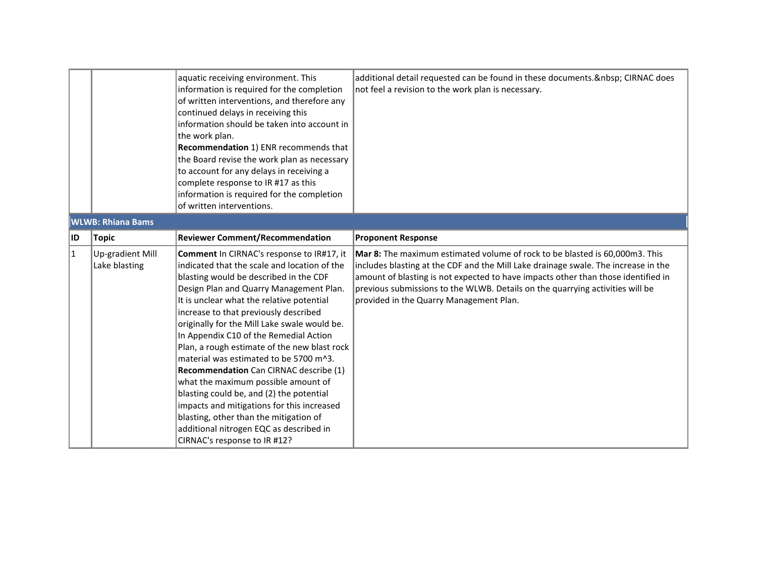|  |  |  |  |
|---|---|---|---|
|  |  | aquatic receiving environment. This information is required for the completion of written interventions, and therefore any continued delays in receiving this information should be taken into account in the work plan.<br>**Recommendation** 1) ENR recommends that the Board revise the work plan as necessary to account for any delays in receiving a complete response to IR #17 as this information is required for the completion of written interventions. | additional detail requested can be found in these documents.&nbsp; CIRNAC does not feel a revision to the work plan is necessary. |

**WLWB: Rhiana Bams**

| ID | Topic | Reviewer Comment/Recommendation | Proponent Response |
|---|---|---|---|
| 1 | Up-gradient Mill Lake blasting | **Comment** In CIRNAC's response to IR#17, it indicated that the scale and location of the blasting would be described in the CDF Design Plan and Quarry Management Plan. It is unclear what the relative potential increase to that previously described originally for the Mill Lake swale would be. In Appendix C10 of the Remedial Action Plan, a rough estimate of the new blast rock material was estimated to be 5700 m^3.<br>**Recommendation** Can CIRNAC describe (1) what the maximum possible amount of blasting could be, and (2) the potential impacts and mitigations for this increased blasting, other than the mitigation of additional nitrogen EQC as described in CIRNAC's response to IR #12? | **Mar 8:** The maximum estimated volume of rock to be blasted is 60,000m3. This includes blasting at the CDF and the Mill Lake drainage swale. The increase in the amount of blasting is not expected to have impacts other than those identified in previous submissions to the WLWB. Details on the quarrying activities will be provided in the Quarry Management Plan. |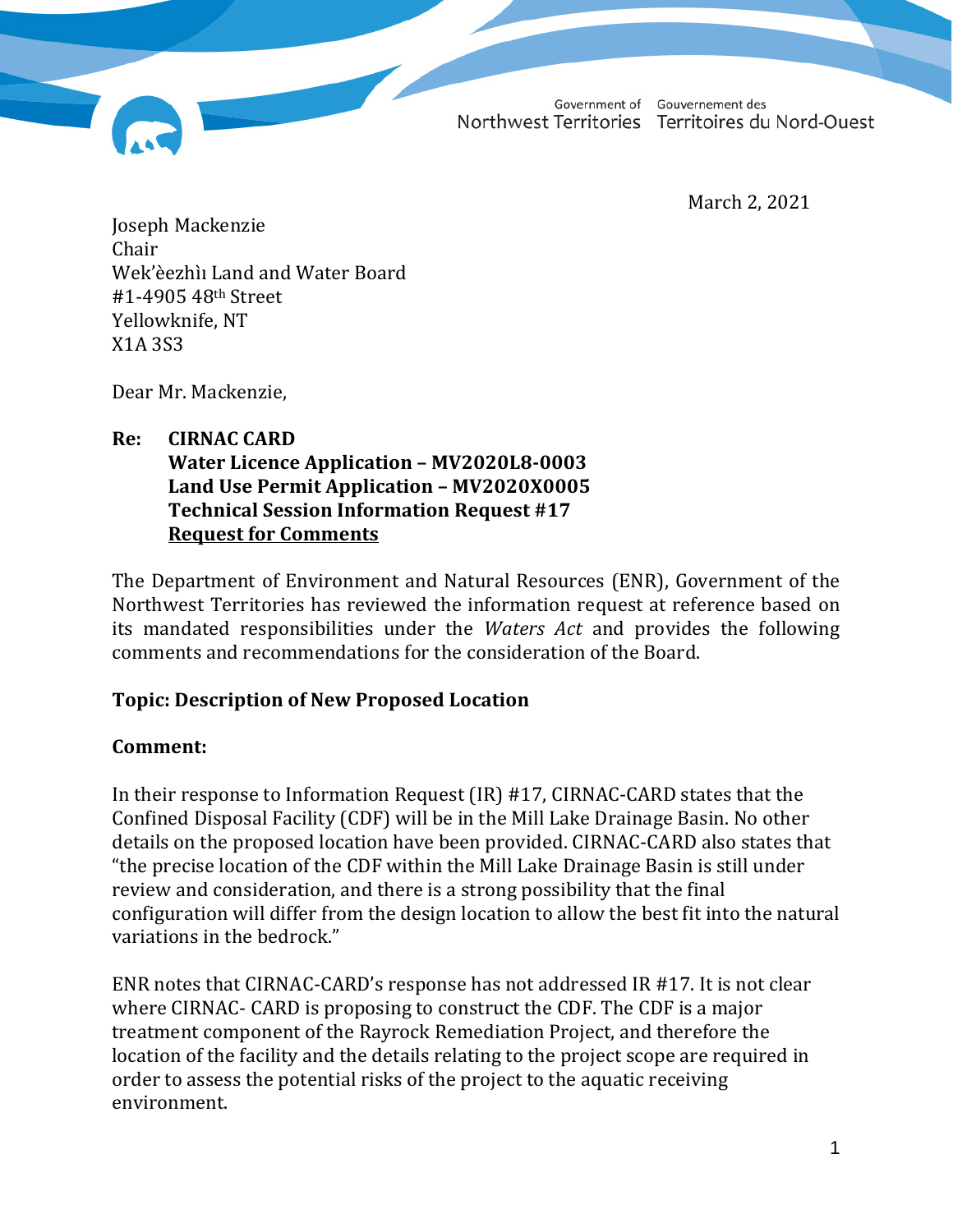Government of Northwest Territories Gouvernement des Territoires du Nord-Ouest

March 2, 2021

Joseph Mackenzie
Chair
Wek'èezhìı Land and Water Board
#1-4905 48th Street
Yellowknife, NT
X1A 3S3

Dear Mr. Mackenzie,

**Re: CIRNAC CARD**
**Water Licence Application – MV2020L8-0003**
**Land Use Permit Application – MV2020X0005**
**Technical Session Information Request #17**
**Request for Comments**

The Department of Environment and Natural Resources (ENR), Government of the Northwest Territories has reviewed the information request at reference based on its mandated responsibilities under the *Waters Act* and provides the following comments and recommendations for the consideration of the Board.

**Topic: Description of New Proposed Location**

**Comment:**

In their response to Information Request (IR) #17, CIRNAC-CARD states that the Confined Disposal Facility (CDF) will be in the Mill Lake Drainage Basin. No other details on the proposed location have been provided. CIRNAC-CARD also states that "the precise location of the CDF within the Mill Lake Drainage Basin is still under review and consideration, and there is a strong possibility that the final configuration will differ from the design location to allow the best fit into the natural variations in the bedrock."

ENR notes that CIRNAC-CARD's response has not addressed IR #17. It is not clear where CIRNAC- CARD is proposing to construct the CDF. The CDF is a major treatment component of the Rayrock Remediation Project, and therefore the location of the facility and the details relating to the project scope are required in order to assess the potential risks of the project to the aquatic receiving environment.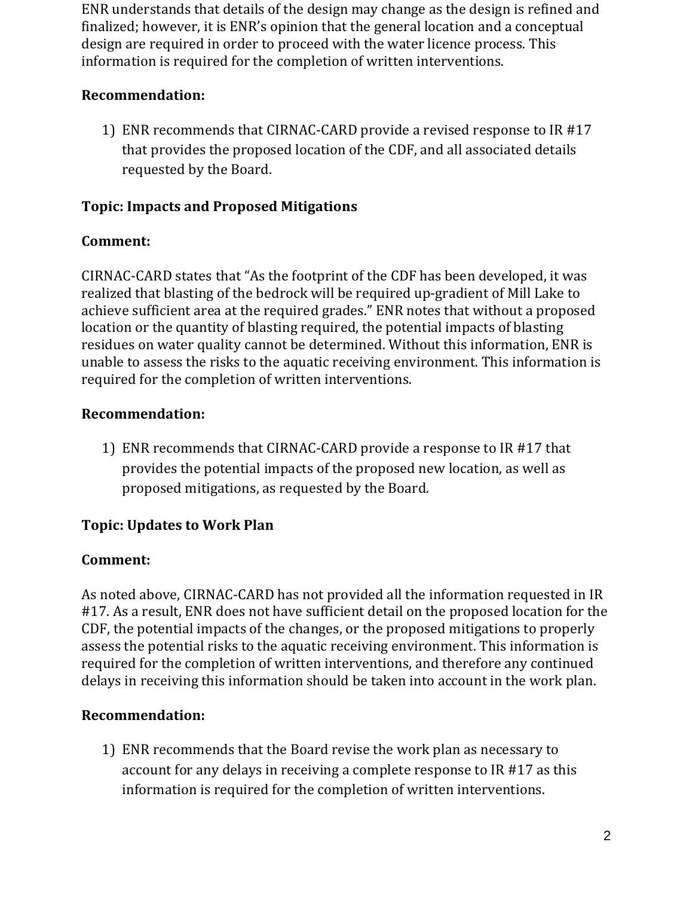ENR understands that details of the design may change as the design is refined and finalized; however, it is ENR's opinion that the general location and a conceptual design are required in order to proceed with the water licence process. This information is required for the completion of written interventions.

**Recommendation:**

1) ENR recommends that CIRNAC-CARD provide a revised response to IR #17 that provides the proposed location of the CDF, and all associated details requested by the Board.

**Topic: Impacts and Proposed Mitigations**

**Comment:**

CIRNAC-CARD states that "As the footprint of the CDF has been developed, it was realized that blasting of the bedrock will be required up-gradient of Mill Lake to achieve sufficient area at the required grades." ENR notes that without a proposed location or the quantity of blasting required, the potential impacts of blasting residues on water quality cannot be determined. Without this information, ENR is unable to assess the risks to the aquatic receiving environment. This information is required for the completion of written interventions.

**Recommendation:**

1) ENR recommends that CIRNAC-CARD provide a response to IR #17 that provides the potential impacts of the proposed new location, as well as proposed mitigations, as requested by the Board.

**Topic: Updates to Work Plan**

**Comment:**

As noted above, CIRNAC-CARD has not provided all the information requested in IR #17. As a result, ENR does not have sufficient detail on the proposed location for the CDF, the potential impacts of the changes, or the proposed mitigations to properly assess the potential risks to the aquatic receiving environment. This information is required for the completion of written interventions, and therefore any continued delays in receiving this information should be taken into account in the work plan.

**Recommendation:**

1) ENR recommends that the Board revise the work plan as necessary to account for any delays in receiving a complete response to IR #17 as this information is required for the completion of written interventions.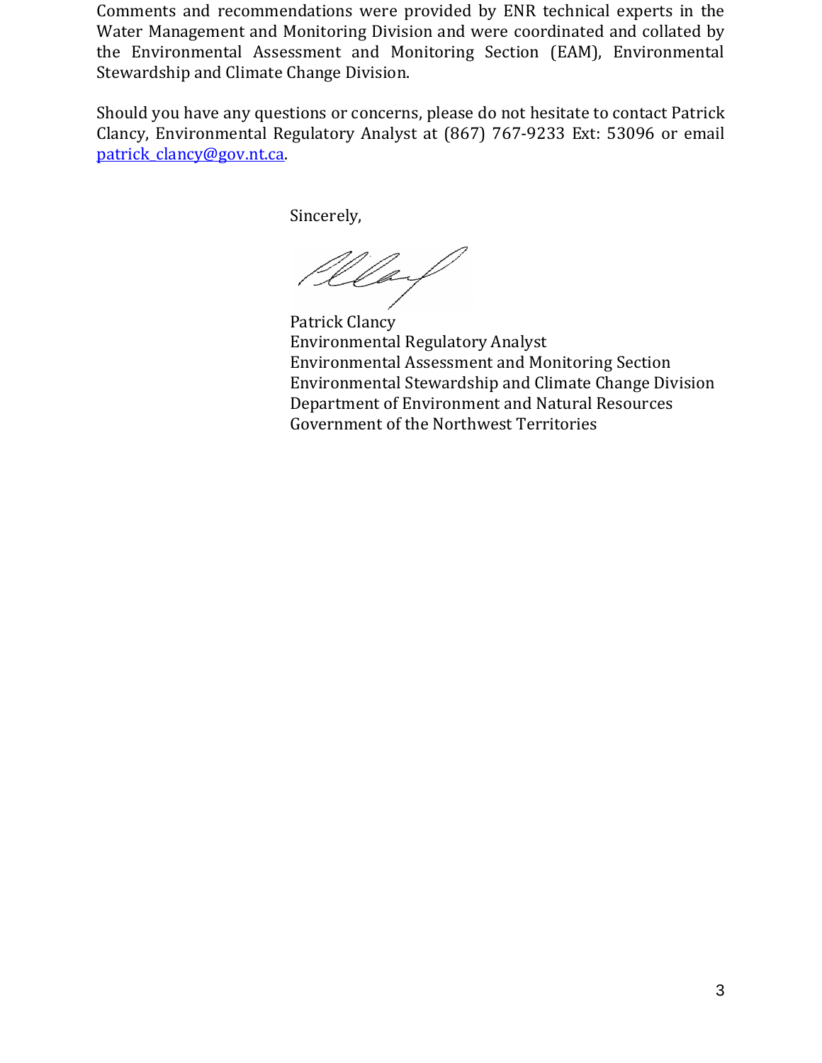Comments and recommendations were provided by ENR technical experts in the Water Management and Monitoring Division and were coordinated and collated by the Environmental Assessment and Monitoring Section (EAM), Environmental Stewardship and Climate Change Division.

Should you have any questions or concerns, please do not hesitate to contact Patrick Clancy, Environmental Regulatory Analyst at (867) 767-9233 Ext: 53096 or email patrick_clancy@gov.nt.ca.

Sincerely,

Patrick Clancy
Environmental Regulatory Analyst
Environmental Assessment and Monitoring Section
Environmental Stewardship and Climate Change Division
Department of Environment and Natural Resources
Government of the Northwest Territories